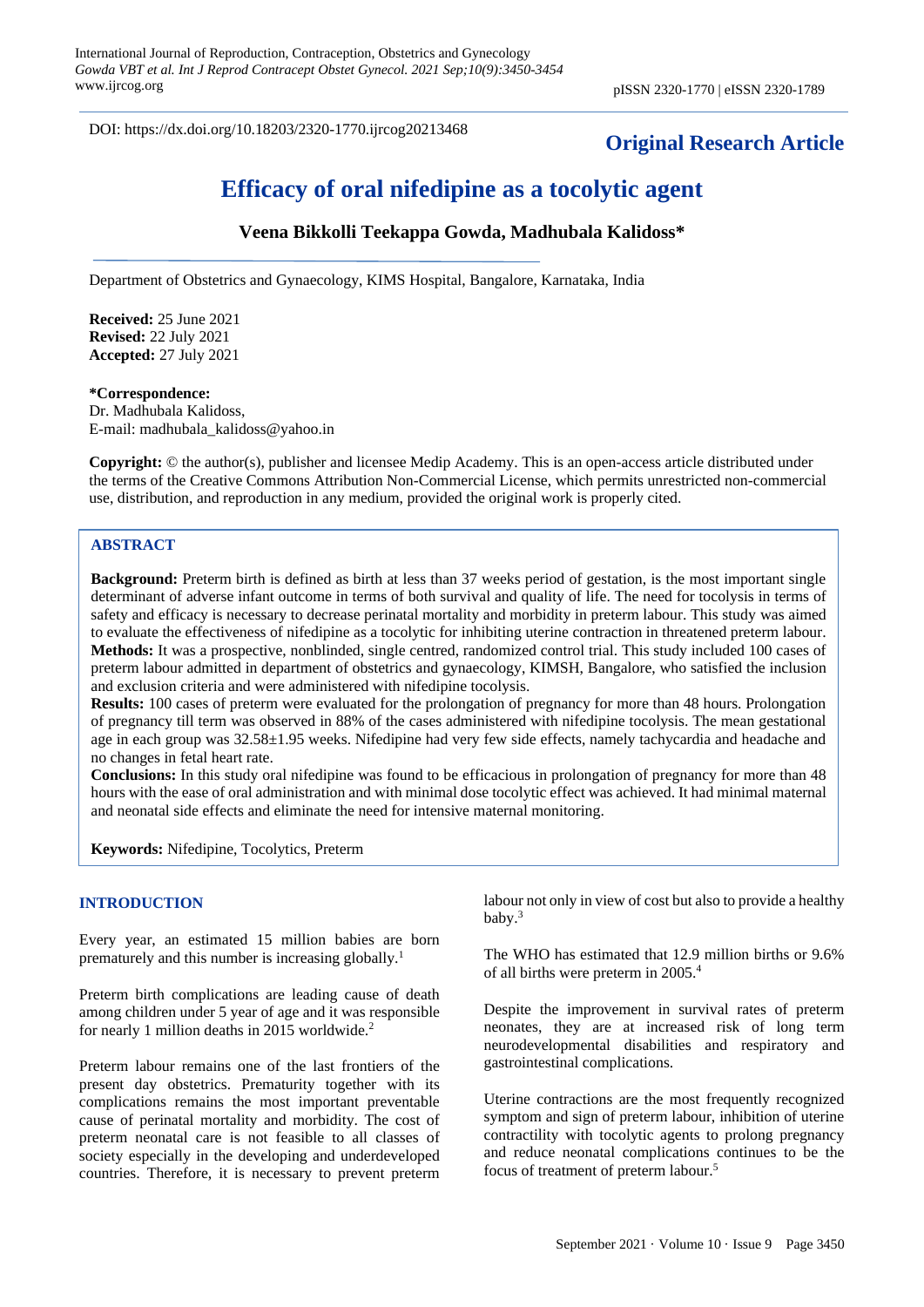DOI: https://dx.doi.org/10.18203/2320-1770.ijrcog20213468

**Original Research Article**

# Efficacy of oral nifedipine as a tocolytic agent

**Veena Bikkolli Teekappa Gowda, Madhubala Kalidoss***

Department of Obstetrics and Gynaecology, KIMS Hospital, Bangalore, Karnataka, India

**Received:** 25 June 2021
**Revised:** 22 July 2021
**Accepted:** 27 July 2021

***Correspondence:**
Dr. Madhubala Kalidoss,
E-mail: madhubala_kalidoss@yahoo.in

**Copyright:** © the author(s), publisher and licensee Medip Academy. This is an open-access article distributed under the terms of the Creative Commons Attribution Non-Commercial License, which permits unrestricted non-commercial use, distribution, and reproduction in any medium, provided the original work is properly cited.

## ABSTRACT

**Background:** Preterm birth is defined as birth at less than 37 weeks period of gestation, is the most important single determinant of adverse infant outcome in terms of both survival and quality of life. The need for tocolysis in terms of safety and efficacy is necessary to decrease perinatal mortality and morbidity in preterm labour. This study was aimed to evaluate the effectiveness of nifedipine as a tocolytic for inhibiting uterine contraction in threatened preterm labour.

**Methods:** It was a prospective, nonblinded, single centred, randomized control trial. This study included 100 cases of preterm labour admitted in department of obstetrics and gynaecology, KIMSH, Bangalore, who satisfied the inclusion and exclusion criteria and were administered with nifedipine tocolysis.

**Results:** 100 cases of preterm were evaluated for the prolongation of pregnancy for more than 48 hours. Prolongation of pregnancy till term was observed in 88% of the cases administered with nifedipine tocolysis. The mean gestational age in each group was 32.58±1.95 weeks. Nifedipine had very few side effects, namely tachycardia and headache and no changes in fetal heart rate.

**Conclusions:** In this study oral nifedipine was found to be efficacious in prolongation of pregnancy for more than 48 hours with the ease of oral administration and with minimal dose tocolytic effect was achieved. It had minimal maternal and neonatal side effects and eliminate the need for intensive maternal monitoring.

**Keywords:** Nifedipine, Tocolytics, Preterm

## INTRODUCTION

Every year, an estimated 15 million babies are born prematurely and this number is increasing globally.[1]

Preterm birth complications are leading cause of death among children under 5 year of age and it was responsible for nearly 1 million deaths in 2015 worldwide.[2]

Preterm labour remains one of the last frontiers of the present day obstetrics. Prematurity together with its complications remains the most important preventable cause of perinatal mortality and morbidity. The cost of preterm neonatal care is not feasible to all classes of society especially in the developing and underdeveloped countries. Therefore, it is necessary to prevent preterm labour not only in view of cost but also to provide a healthy baby.[3]

The WHO has estimated that 12.9 million births or 9.6% of all births were preterm in 2005.[4]

Despite the improvement in survival rates of preterm neonates, they are at increased risk of long term neurodevelopmental disabilities and respiratory and gastrointestinal complications.

Uterine contractions are the most frequently recognized symptom and sign of preterm labour, inhibition of uterine contractility with tocolytic agents to prolong pregnancy and reduce neonatal complications continues to be the focus of treatment of preterm labour.[5]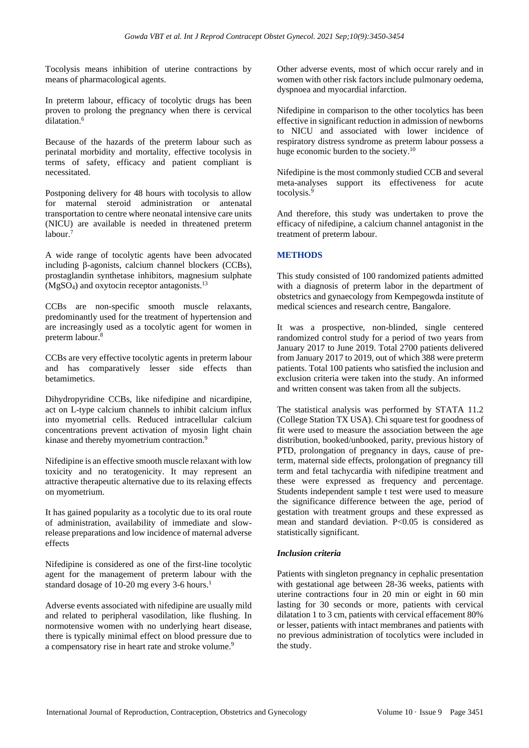Tocolysis means inhibition of uterine contractions by means of pharmacological agents.

In preterm labour, efficacy of tocolytic drugs has been proven to prolong the pregnancy when there is cervical dilatation.[6]

Because of the hazards of the preterm labour such as perinatal morbidity and mortality, effective tocolysis in terms of safety, efficacy and patient compliant is necessitated.

Postponing delivery for 48 hours with tocolysis to allow for maternal steroid administration or antenatal transportation to centre where neonatal intensive care units (NICU) are available is needed in threatened preterm labour.[7]

A wide range of tocolytic agents have been advocated including β-agonists, calcium channel blockers (CCBs), prostaglandin synthetase inhibitors, magnesium sulphate ($MgSO_4$) and oxytocin receptor antagonists.[13]

CCBs are non-specific smooth muscle relaxants, predominantly used for the treatment of hypertension and are increasingly used as a tocolytic agent for women in preterm labour.[8]

CCBs are very effective tocolytic agents in preterm labour and has comparatively lesser side effects than betamimetics.

Dihydropyridine CCBs, like nifedipine and nicardipine, act on L-type calcium channels to inhibit calcium influx into myometrial cells. Reduced intracellular calcium concentrations prevent activation of myosin light chain kinase and thereby myometrium contraction.[9]

Nifedipine is an effective smooth muscle relaxant with low toxicity and no teratogenicity. It may represent an attractive therapeutic alternative due to its relaxing effects on myometrium.

It has gained popularity as a tocolytic due to its oral route of administration, availability of immediate and slow-release preparations and low incidence of maternal adverse effects

Nifedipine is considered as one of the first-line tocolytic agent for the management of preterm labour with the standard dosage of 10-20 mg every 3-6 hours.[1]

Adverse events associated with nifedipine are usually mild and related to peripheral vasodilation, like flushing. In normotensive women with no underlying heart disease, there is typically minimal effect on blood pressure due to a compensatory rise in heart rate and stroke volume.[9]

Other adverse events, most of which occur rarely and in women with other risk factors include pulmonary oedema, dyspnoea and myocardial infarction.

Nifedipine in comparison to the other tocolytics has been effective in significant reduction in admission of newborns to NICU and associated with lower incidence of respiratory distress syndrome as preterm labour possess a huge economic burden to the society.[10]

Nifedipine is the most commonly studied CCB and several meta-analyses support its effectiveness for acute tocolysis.[9]

And therefore, this study was undertaken to prove the efficacy of nifedipine, a calcium channel antagonist in the treatment of preterm labour.

## METHODS

This study consisted of 100 randomized patients admitted with a diagnosis of preterm labor in the department of obstetrics and gynaecology from Kempegowda institute of medical sciences and research centre, Bangalore.

It was a prospective, non-blinded, single centered randomized control study for a period of two years from January 2017 to June 2019. Total 2700 patients delivered from January 2017 to 2019, out of which 388 were preterm patients. Total 100 patients who satisfied the inclusion and exclusion criteria were taken into the study. An informed and written consent was taken from all the subjects.

The statistical analysis was performed by STATA 11.2 (College Station TX USA). Chi square test for goodness of fit were used to measure the association between the age distribution, booked/unbooked, parity, previous history of PTD, prolongation of pregnancy in days, cause of preterm, maternal side effects, prolongation of pregnancy till term and fetal tachycardia with nifedipine treatment and these were expressed as frequency and percentage. Students independent sample t test were used to measure the significance difference between the age, period of gestation with treatment groups and these expressed as mean and standard deviation. $P<0.05$ is considered as statistically significant.

### *Inclusion criteria*

Patients with singleton pregnancy in cephalic presentation with gestational age between 28-36 weeks, patients with uterine contractions four in 20 min or eight in 60 min lasting for 30 seconds or more, patients with cervical dilatation 1 to 3 cm, patients with cervical effacement 80% or lesser, patients with intact membranes and patients with no previous administration of tocolytics were included in the study.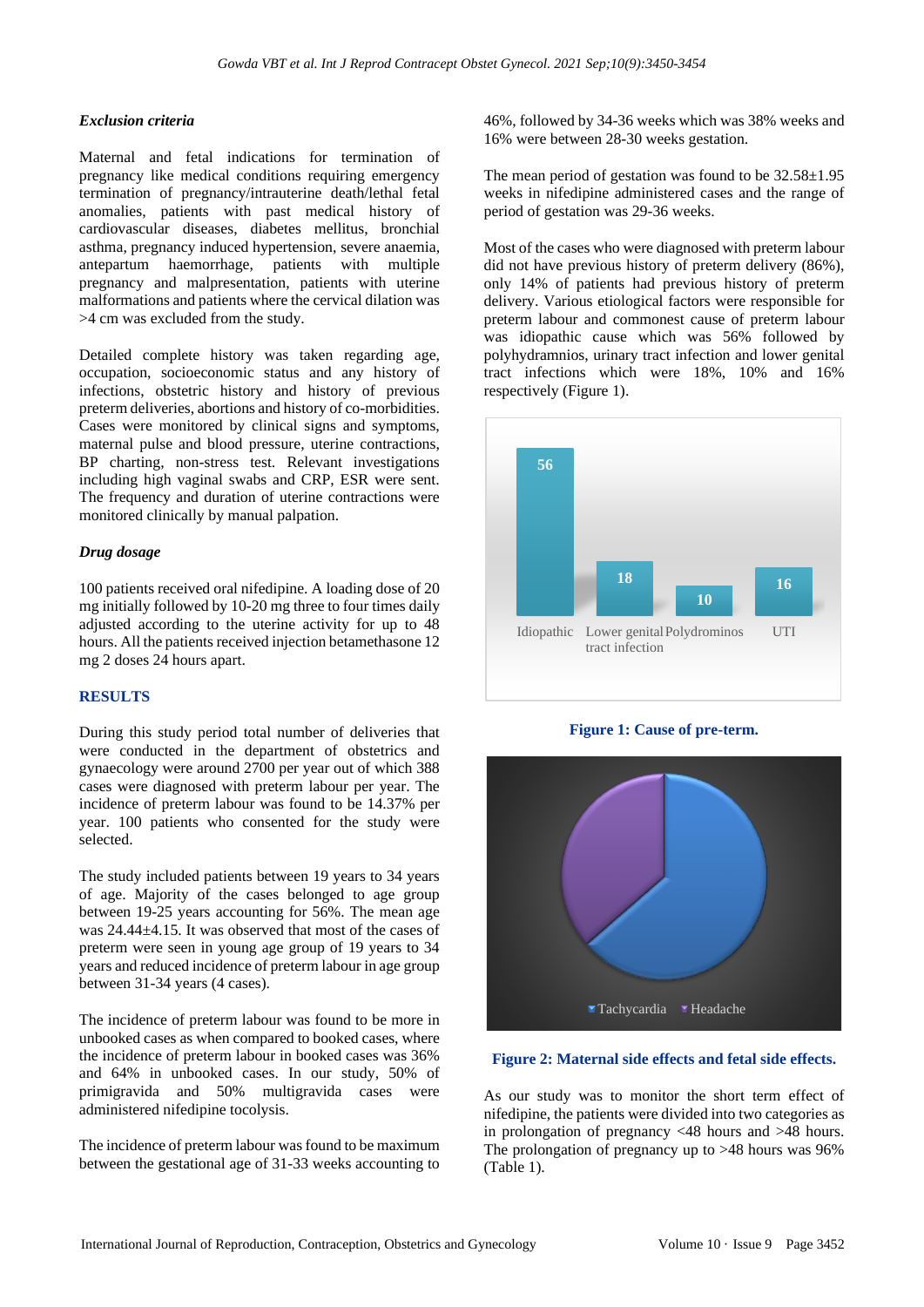### *Exclusion criteria*

Maternal and fetal indications for termination of pregnancy like medical conditions requiring emergency termination of pregnancy/intrauterine death/lethal fetal anomalies, patients with past medical history of cardiovascular diseases, diabetes mellitus, bronchial asthma, pregnancy induced hypertension, severe anaemia, antepartum haemorrhage, patients with multiple pregnancy and malpresentation, patients with uterine malformations and patients where the cervical dilation was >4 cm was excluded from the study.

Detailed complete history was taken regarding age, occupation, socioeconomic status and any history of infections, obstetric history and history of previous preterm deliveries, abortions and history of co-morbidities. Cases were monitored by clinical signs and symptoms, maternal pulse and blood pressure, uterine contractions, BP charting, non-stress test. Relevant investigations including high vaginal swabs and CRP, ESR were sent. The frequency and duration of uterine contractions were monitored clinically by manual palpation.

### *Drug dosage*

100 patients received oral nifedipine. A loading dose of 20 mg initially followed by 10-20 mg three to four times daily adjusted according to the uterine activity for up to 48 hours. All the patients received injection betamethasone 12 mg 2 doses 24 hours apart.

## RESULTS

During this study period total number of deliveries that were conducted in the department of obstetrics and gynaecology were around 2700 per year out of which 388 cases were diagnosed with preterm labour per year. The incidence of preterm labour was found to be 14.37% per year. 100 patients who consented for the study were selected.

The study included patients between 19 years to 34 years of age. Majority of the cases belonged to age group between 19-25 years accounting for 56%. The mean age was 24.44±4.15. It was observed that most of the cases of preterm were seen in young age group of 19 years to 34 years and reduced incidence of preterm labour in age group between 31-34 years (4 cases).

The incidence of preterm labour was found to be more in unbooked cases as when compared to booked cases, where the incidence of preterm labour in booked cases was 36% and 64% in unbooked cases. In our study, 50% of primigravida and 50% multigravida cases were administered nifedipine tocolysis.

The incidence of preterm labour was found to be maximum between the gestational age of 31-33 weeks accounting to 46%, followed by 34-36 weeks which was 38% weeks and 16% were between 28-30 weeks gestation.

The mean period of gestation was found to be 32.58±1.95 weeks in nifedipine administered cases and the range of period of gestation was 29-36 weeks.

Most of the cases who were diagnosed with preterm labour did not have previous history of preterm delivery (86%), only 14% of patients had previous history of preterm delivery. Various etiological factors were responsible for preterm labour and commonest cause of preterm labour was idiopathic cause which was 56% followed by polyhydramnios, urinary tract infection and lower genital tract infections which were 18%, 10% and 16% respectively (Figure 1).

| Cause | Value |
|---|---|
| Idiopathic | 56 |
| Lower genital tract infection | 18 |
| Polydrominos | 10 |
| UTI | 16 |

**Figure 1: Cause of pre-term.**

Tachycardia; Headache

**Figure 2: Maternal side effects and fetal side effects.**

As our study was to monitor the short term effect of nifedipine, the patients were divided into two categories as in prolongation of pregnancy <48 hours and >48 hours. The prolongation of pregnancy up to >48 hours was 96% (Table 1).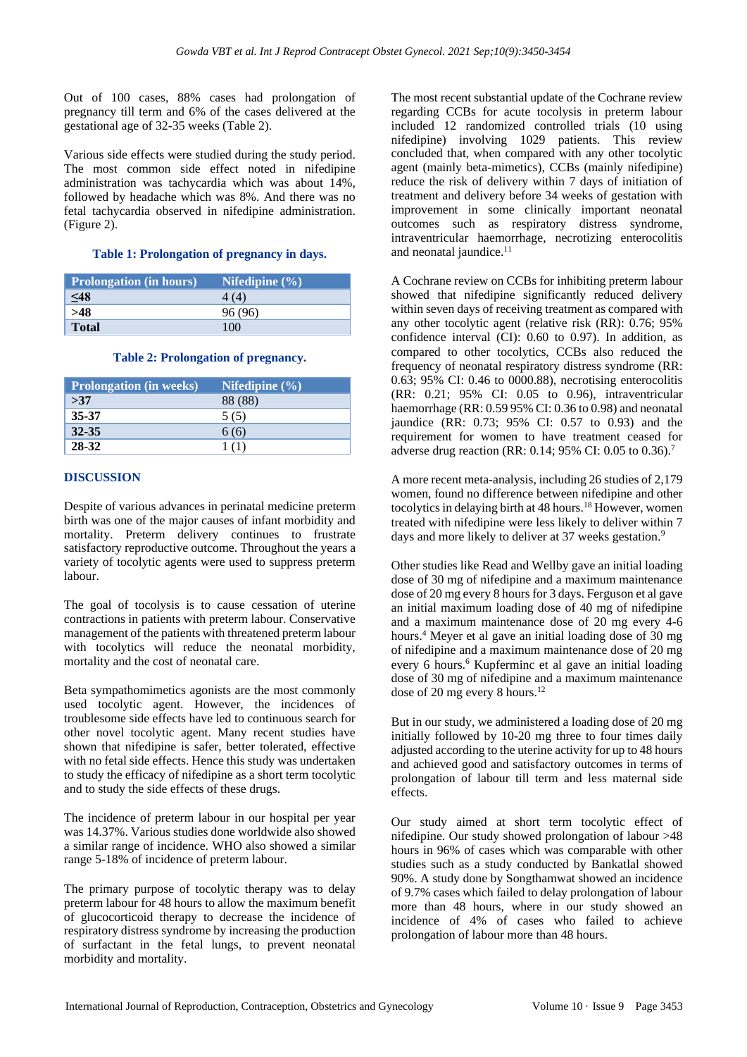Out of 100 cases, 88% cases had prolongation of pregnancy till term and 6% of the cases delivered at the gestational age of 32-35 weeks (Table 2).

Various side effects were studied during the study period. The most common side effect noted in nifedipine administration was tachycardia which was about 14%, followed by headache which was 8%. And there was no fetal tachycardia observed in nifedipine administration. (Figure 2).

**Table 1: Prolongation of pregnancy in days.**

| Prolongation (in hours) | Nifedipine (%) |
|---|---|
| ≤48 | 4 (4) |
| >48 | 96 (96) |
| Total | 100 |

**Table 2: Prolongation of pregnancy.**

| Prolongation (in weeks) | Nifedipine (%) |
|---|---|
| >37 | 88 (88) |
| 35-37 | 5 (5) |
| 32-35 | 6 (6) |
| 28-32 | 1 (1) |

## DISCUSSION

Despite of various advances in perinatal medicine preterm birth was one of the major causes of infant morbidity and mortality. Preterm delivery continues to frustrate satisfactory reproductive outcome. Throughout the years a variety of tocolytic agents were used to suppress preterm labour.

The goal of tocolysis is to cause cessation of uterine contractions in patients with preterm labour. Conservative management of the patients with threatened preterm labour with tocolytics will reduce the neonatal morbidity, mortality and the cost of neonatal care.

Beta sympathomimetics agonists are the most commonly used tocolytic agent. However, the incidences of troublesome side effects have led to continuous search for other novel tocolytic agent. Many recent studies have shown that nifedipine is safer, better tolerated, effective with no fetal side effects. Hence this study was undertaken to study the efficacy of nifedipine as a short term tocolytic and to study the side effects of these drugs.

The incidence of preterm labour in our hospital per year was 14.37%. Various studies done worldwide also showed a similar range of incidence. WHO also showed a similar range 5-18% of incidence of preterm labour.

The primary purpose of tocolytic therapy was to delay preterm labour for 48 hours to allow the maximum benefit of glucocorticoid therapy to decrease the incidence of respiratory distress syndrome by increasing the production of surfactant in the fetal lungs, to prevent neonatal morbidity and mortality.

The most recent substantial update of the Cochrane review regarding CCBs for acute tocolysis in preterm labour included 12 randomized controlled trials (10 using nifedipine) involving 1029 patients. This review concluded that, when compared with any other tocolytic agent (mainly beta-mimetics), CCBs (mainly nifedipine) reduce the risk of delivery within 7 days of initiation of treatment and delivery before 34 weeks of gestation with improvement in some clinically important neonatal outcomes such as respiratory distress syndrome, intraventricular haemorrhage, necrotizing enterocolitis and neonatal jaundice.[11]

A Cochrane review on CCBs for inhibiting preterm labour showed that nifedipine significantly reduced delivery within seven days of receiving treatment as compared with any other tocolytic agent (relative risk (RR): 0.76; 95% confidence interval (CI): 0.60 to 0.97). In addition, as compared to other tocolytics, CCBs also reduced the frequency of neonatal respiratory distress syndrome (RR: 0.63; 95% CI: 0.46 to 0000.88), necrotising enterocolitis (RR: 0.21; 95% CI: 0.05 to 0.96), intraventricular haemorrhage (RR: 0.59 95% CI: 0.36 to 0.98) and neonatal jaundice (RR: 0.73; 95% CI: 0.57 to 0.93) and the requirement for women to have treatment ceased for adverse drug reaction (RR: 0.14; 95% CI: 0.05 to 0.36).[7]

A more recent meta-analysis, including 26 studies of 2,179 women, found no difference between nifedipine and other tocolytics in delaying birth at 48 hours.[18] However, women treated with nifedipine were less likely to deliver within 7 days and more likely to deliver at 37 weeks gestation.[9]

Other studies like Read and Wellby gave an initial loading dose of 30 mg of nifedipine and a maximum maintenance dose of 20 mg every 8 hours for 3 days. Ferguson et al gave an initial maximum loading dose of 40 mg of nifedipine and a maximum maintenance dose of 20 mg every 4-6 hours.[4] Meyer et al gave an initial loading dose of 30 mg of nifedipine and a maximum maintenance dose of 20 mg every 6 hours.[6] Kupferminc et al gave an initial loading dose of 30 mg of nifedipine and a maximum maintenance dose of 20 mg every 8 hours.[12]

But in our study, we administered a loading dose of 20 mg initially followed by 10-20 mg three to four times daily adjusted according to the uterine activity for up to 48 hours and achieved good and satisfactory outcomes in terms of prolongation of labour till term and less maternal side effects.

Our study aimed at short term tocolytic effect of nifedipine. Our study showed prolongation of labour >48 hours in 96% of cases which was comparable with other studies such as a study conducted by Bankatlal showed 90%. A study done by Songthamwat showed an incidence of 9.7% cases which failed to delay prolongation of labour more than 48 hours, where in our study showed an incidence of 4% of cases who failed to achieve prolongation of labour more than 48 hours.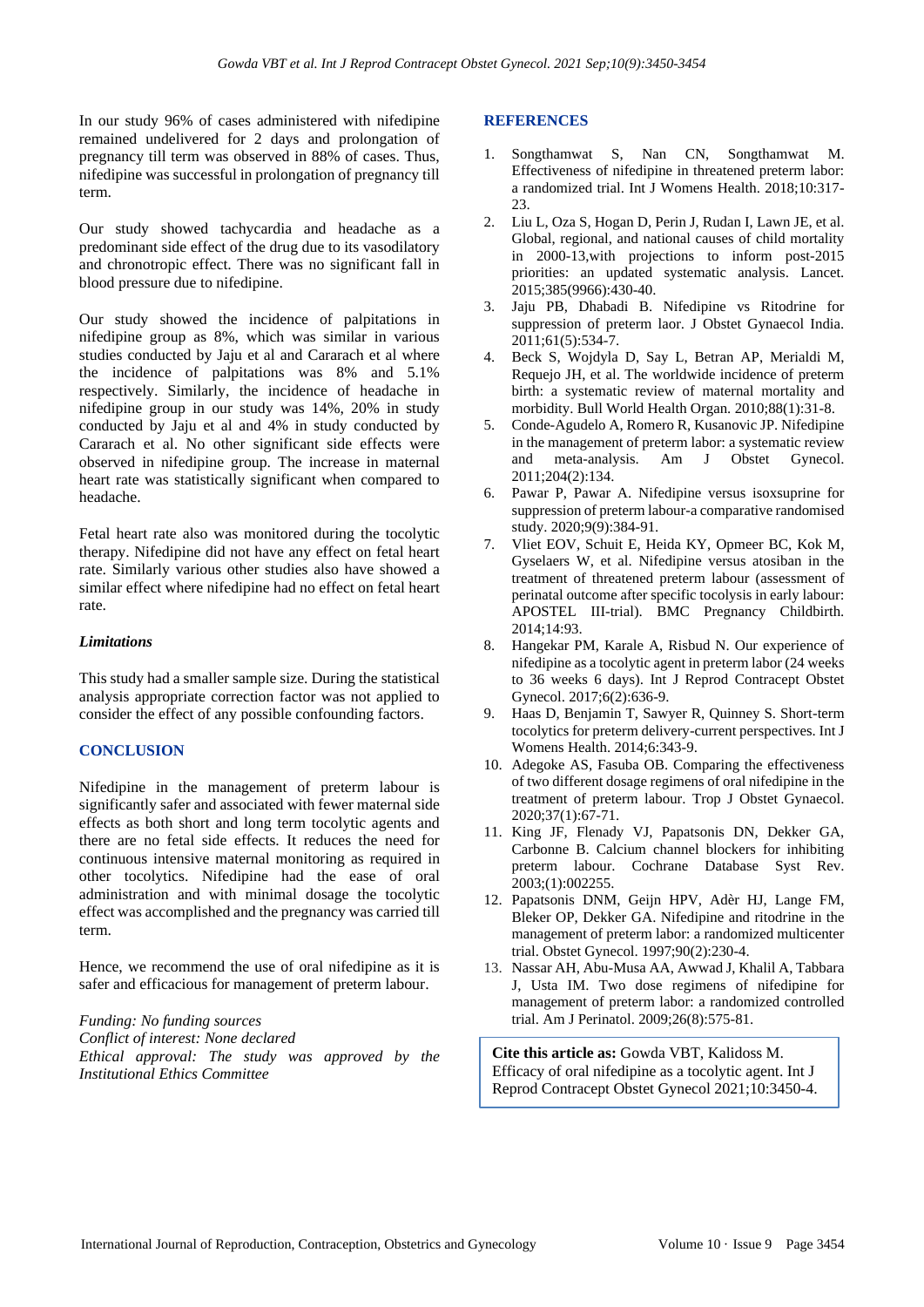In our study 96% of cases administered with nifedipine remained undelivered for 2 days and prolongation of pregnancy till term was observed in 88% of cases. Thus, nifedipine was successful in prolongation of pregnancy till term.

Our study showed tachycardia and headache as a predominant side effect of the drug due to its vasodilatory and chronotropic effect. There was no significant fall in blood pressure due to nifedipine.

Our study showed the incidence of palpitations in nifedipine group as 8%, which was similar in various studies conducted by Jaju et al and Cararach et al where the incidence of palpitations was 8% and 5.1% respectively. Similarly, the incidence of headache in nifedipine group in our study was 14%, 20% in study conducted by Jaju et al and 4% in study conducted by Cararach et al. No other significant side effects were observed in nifedipine group. The increase in maternal heart rate was statistically significant when compared to headache.

Fetal heart rate also was monitored during the tocolytic therapy. Nifedipine did not have any effect on fetal heart rate. Similarly various other studies also have showed a similar effect where nifedipine had no effect on fetal heart rate.

### *Limitations*

This study had a smaller sample size. During the statistical analysis appropriate correction factor was not applied to consider the effect of any possible confounding factors.

## CONCLUSION

Nifedipine in the management of preterm labour is significantly safer and associated with fewer maternal side effects as both short and long term tocolytic agents and there are no fetal side effects. It reduces the need for continuous intensive maternal monitoring as required in other tocolytics. Nifedipine had the ease of oral administration and with minimal dosage the tocolytic effect was accomplished and the pregnancy was carried till term.

Hence, we recommend the use of oral nifedipine as it is safer and efficacious for management of preterm labour.

*Funding: No funding sources*
*Conflict of interest: None declared*
*Ethical approval: The study was approved by the Institutional Ethics Committee*

## REFERENCES

1. Songthamwat S, Nan CN, Songthamwat M. Effectiveness of nifedipine in threatened preterm labor: a randomized trial. Int J Womens Health. 2018;10:317-23.
2. Liu L, Oza S, Hogan D, Perin J, Rudan I, Lawn JE, et al. Global, regional, and national causes of child mortality in 2000-13,with projections to inform post-2015 priorities: an updated systematic analysis. Lancet. 2015;385(9966):430-40.
3. Jaju PB, Dhabadi B. Nifedipine vs Ritodrine for suppression of preterm laor. J Obstet Gynaecol India. 2011;61(5):534-7.
4. Beck S, Wojdyla D, Say L, Betran AP, Merialdi M, Requejo JH, et al. The worldwide incidence of preterm birth: a systematic review of maternal mortality and morbidity. Bull World Health Organ. 2010;88(1):31-8.
5. Conde-Agudelo A, Romero R, Kusanovic JP. Nifedipine in the management of preterm labor: a systematic review and meta-analysis. Am J Obstet Gynecol. 2011;204(2):134.
6. Pawar P, Pawar A. Nifedipine versus isoxsuprine for suppression of preterm labour-a comparative randomised study. 2020;9(9):384-91.
7. Vliet EOV, Schuit E, Heida KY, Opmeer BC, Kok M, Gyselaers W, et al. Nifedipine versus atosiban in the treatment of threatened preterm labour (assessment of perinatal outcome after specific tocolysis in early labour: APOSTEL III-trial). BMC Pregnancy Childbirth. 2014;14:93.
8. Hangekar PM, Karale A, Risbud N. Our experience of nifedipine as a tocolytic agent in preterm labor (24 weeks to 36 weeks 6 days). Int J Reprod Contracept Obstet Gynecol. 2017;6(2):636-9.
9. Haas D, Benjamin T, Sawyer R, Quinney S. Short-term tocolytics for preterm delivery-current perspectives. Int J Womens Health. 2014;6:343-9.
10. Adegoke AS, Fasuba OB. Comparing the effectiveness of two different dosage regimens of oral nifedipine in the treatment of preterm labour. Trop J Obstet Gynaecol. 2020;37(1):67-71.
11. King JF, Flenady VJ, Papatsonis DN, Dekker GA, Carbonne B. Calcium channel blockers for inhibiting preterm labour. Cochrane Database Syst Rev. 2003;(1):002255.
12. Papatsonis DNM, Geijn HPV, Adèr HJ, Lange FM, Bleker OP, Dekker GA. Nifedipine and ritodrine in the management of preterm labor: a randomized multicenter trial. Obstet Gynecol. 1997;90(2):230-4.
13. Nassar AH, Abu-Musa AA, Awwad J, Khalil A, Tabbara J, Usta IM. Two dose regimens of nifedipine for management of preterm labor: a randomized controlled trial. Am J Perinatol. 2009;26(8):575-81.

**Cite this article as:** Gowda VBT, Kalidoss M. Efficacy of oral nifedipine as a tocolytic agent. Int J Reprod Contracept Obstet Gynecol 2021;10:3450-4.